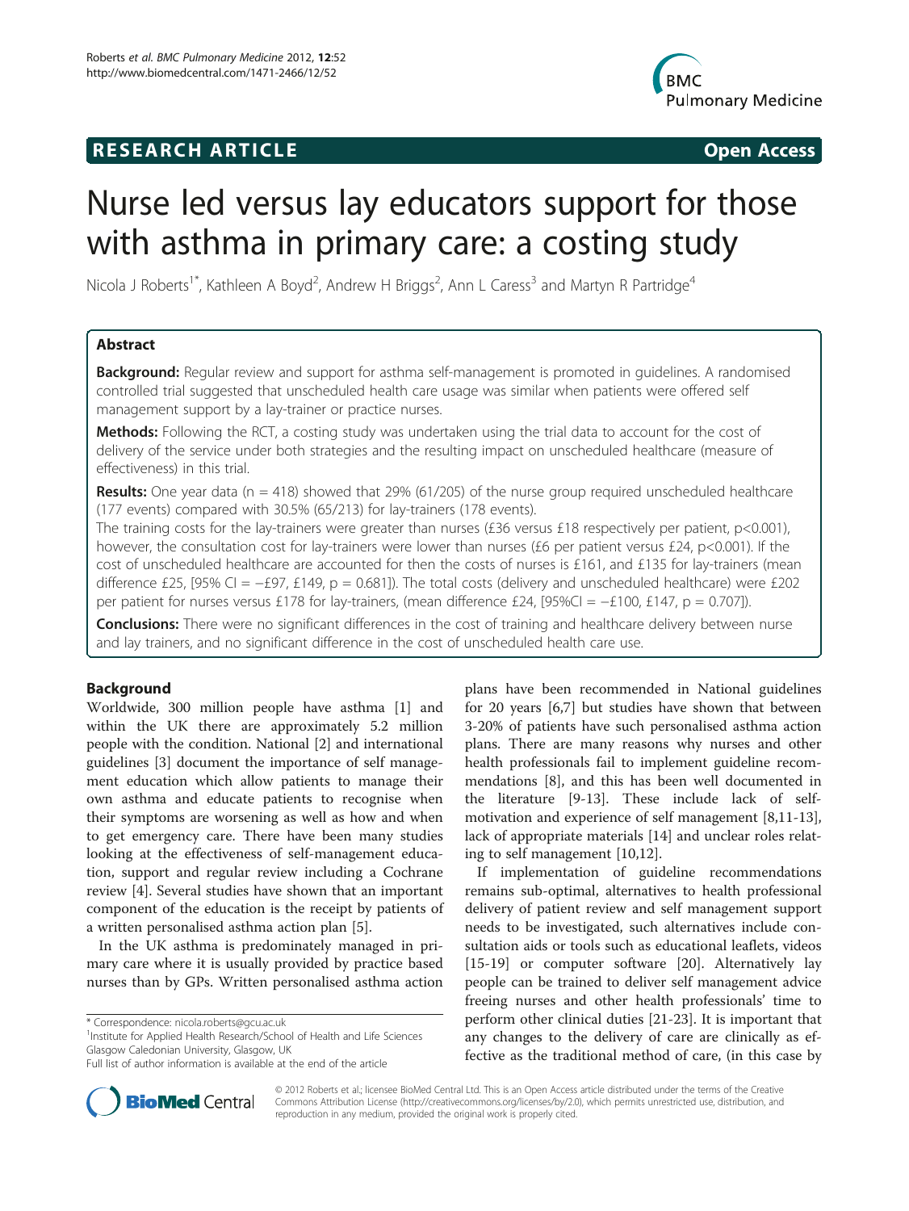RESEARCH ARTICLE

Open Access

# Nurse led versus lay educators support for those with asthma in primary care: a costing study

Nicola J Roberts[1*], Kathleen A Boyd[2], Andrew H Briggs[2], Ann L Caress[3] and Martyn R Partridge[4]

## Abstract

**Background:** Regular review and support for asthma self-management is promoted in guidelines. A randomised controlled trial suggested that unscheduled health care usage was similar when patients were offered self management support by a lay-trainer or practice nurses.

**Methods:** Following the RCT, a costing study was undertaken using the trial data to account for the cost of delivery of the service under both strategies and the resulting impact on unscheduled healthcare (measure of effectiveness) in this trial.

**Results:** One year data (n = 418) showed that 29% (61/205) of the nurse group required unscheduled healthcare (177 events) compared with 30.5% (65/213) for lay-trainers (178 events).

The training costs for the lay-trainers were greater than nurses (£36 versus £18 respectively per patient, p<0.001), however, the consultation cost for lay-trainers were lower than nurses (£6 per patient versus £24, p<0.001). If the cost of unscheduled healthcare are accounted for then the costs of nurses is £161, and £135 for lay-trainers (mean difference £25, [95% CI = −£97, £149, p = 0.681]). The total costs (delivery and unscheduled healthcare) were £202 per patient for nurses versus £178 for lay-trainers, (mean difference £24, [95%CI = −£100, £147, p = 0.707]).

**Conclusions:** There were no significant differences in the cost of training and healthcare delivery between nurse and lay trainers, and no significant difference in the cost of unscheduled health care use.

## Background

Worldwide, 300 million people have asthma [1] and within the UK there are approximately 5.2 million people with the condition. National [2] and international guidelines [3] document the importance of self management education which allow patients to manage their own asthma and educate patients to recognise when their symptoms are worsening as well as how and when to get emergency care. There have been many studies looking at the effectiveness of self-management education, support and regular review including a Cochrane review [4]. Several studies have shown that an important component of the education is the receipt by patients of a written personalised asthma action plan [5].

In the UK asthma is predominately managed in primary care where it is usually provided by practice based nurses than by GPs. Written personalised asthma action plans have been recommended in National guidelines for 20 years [6,7] but studies have shown that between 3-20% of patients have such personalised asthma action plans. There are many reasons why nurses and other health professionals fail to implement guideline recommendations [8], and this has been well documented in the literature [9-13]. These include lack of self-motivation and experience of self management [8,11-13], lack of appropriate materials [14] and unclear roles relating to self management [10,12].

If implementation of guideline recommendations remains sub-optimal, alternatives to health professional delivery of patient review and self management support needs to be investigated, such alternatives include consultation aids or tools such as educational leaflets, videos [15-19] or computer software [20]. Alternatively lay people can be trained to deliver self management advice freeing nurses and other health professionals' time to perform other clinical duties [21-23]. It is important that any changes to the delivery of care are clinically as effective as the traditional method of care, (in this case by

\* Correspondence: nicola.roberts@gcu.ac.uk
[1]Institute for Applied Health Research/School of Health and Life Sciences Glasgow Caledonian University, Glasgow, UK
Full list of author information is available at the end of the article

© 2012 Roberts et al.; licensee BioMed Central Ltd. This is an Open Access article distributed under the terms of the Creative Commons Attribution License (http://creativecommons.org/licenses/by/2.0), which permits unrestricted use, distribution, and reproduction in any medium, provided the original work is properly cited.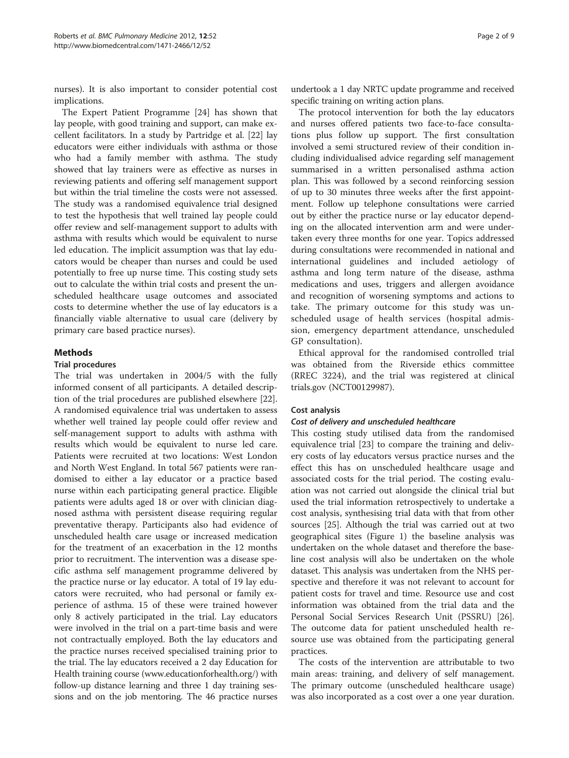nurses). It is also important to consider potential cost implications.

The Expert Patient Programme [24] has shown that lay people, with good training and support, can make excellent facilitators. In a study by Partridge et al. [22] lay educators were either individuals with asthma or those who had a family member with asthma. The study showed that lay trainers were as effective as nurses in reviewing patients and offering self management support but within the trial timeline the costs were not assessed. The study was a randomised equivalence trial designed to test the hypothesis that well trained lay people could offer review and self-management support to adults with asthma with results which would be equivalent to nurse led education. The implicit assumption was that lay educators would be cheaper than nurses and could be used potentially to free up nurse time. This costing study sets out to calculate the within trial costs and present the unscheduled healthcare usage outcomes and associated costs to determine whether the use of lay educators is a financially viable alternative to usual care (delivery by primary care based practice nurses).

## Methods

### Trial procedures

The trial was undertaken in 2004/5 with the fully informed consent of all participants. A detailed description of the trial procedures are published elsewhere [22]. A randomised equivalence trial was undertaken to assess whether well trained lay people could offer review and self-management support to adults with asthma with results which would be equivalent to nurse led care. Patients were recruited at two locations: West London and North West England. In total 567 patients were randomised to either a lay educator or a practice based nurse within each participating general practice. Eligible patients were adults aged 18 or over with clinician diagnosed asthma with persistent disease requiring regular preventative therapy. Participants also had evidence of unscheduled health care usage or increased medication for the treatment of an exacerbation in the 12 months prior to recruitment. The intervention was a disease specific asthma self management programme delivered by the practice nurse or lay educator. A total of 19 lay educators were recruited, who had personal or family experience of asthma. 15 of these were trained however only 8 actively participated in the trial. Lay educators were involved in the trial on a part-time basis and were not contractually employed. Both the lay educators and the practice nurses received specialised training prior to the trial. The lay educators received a 2 day Education for Health training course (www.educationforhealth.org/) with follow-up distance learning and three 1 day training sessions and on the job mentoring. The 46 practice nurses undertook a 1 day NRTC update programme and received specific training on writing action plans.

The protocol intervention for both the lay educators and nurses offered patients two face-to-face consultations plus follow up support. The first consultation involved a semi structured review of their condition including individualised advice regarding self management summarised in a written personalised asthma action plan. This was followed by a second reinforcing session of up to 30 minutes three weeks after the first appointment. Follow up telephone consultations were carried out by either the practice nurse or lay educator depending on the allocated intervention arm and were undertaken every three months for one year. Topics addressed during consultations were recommended in national and international guidelines and included aetiology of asthma and long term nature of the disease, asthma medications and uses, triggers and allergen avoidance and recognition of worsening symptoms and actions to take. The primary outcome for this study was unscheduled usage of health services (hospital admission, emergency department attendance, unscheduled GP consultation).

Ethical approval for the randomised controlled trial was obtained from the Riverside ethics committee (RREC 3224), and the trial was registered at clinical trials.gov (NCT00129987).

### Cost analysis

#### *Cost of delivery and unscheduled healthcare*

This costing study utilised data from the randomised equivalence trial [23] to compare the training and delivery costs of lay educators versus practice nurses and the effect this has on unscheduled healthcare usage and associated costs for the trial period. The costing evaluation was not carried out alongside the clinical trial but used the trial information retrospectively to undertake a cost analysis, synthesising trial data with that from other sources [25]. Although the trial was carried out at two geographical sites (Figure 1) the baseline analysis was undertaken on the whole dataset and therefore the baseline cost analysis will also be undertaken on the whole dataset. This analysis was undertaken from the NHS perspective and therefore it was not relevant to account for patient costs for travel and time. Resource use and cost information was obtained from the trial data and the Personal Social Services Research Unit (PSSRU) [26]. The outcome data for patient unscheduled health resource use was obtained from the participating general practices.

The costs of the intervention are attributable to two main areas: training, and delivery of self management. The primary outcome (unscheduled healthcare usage) was also incorporated as a cost over a one year duration.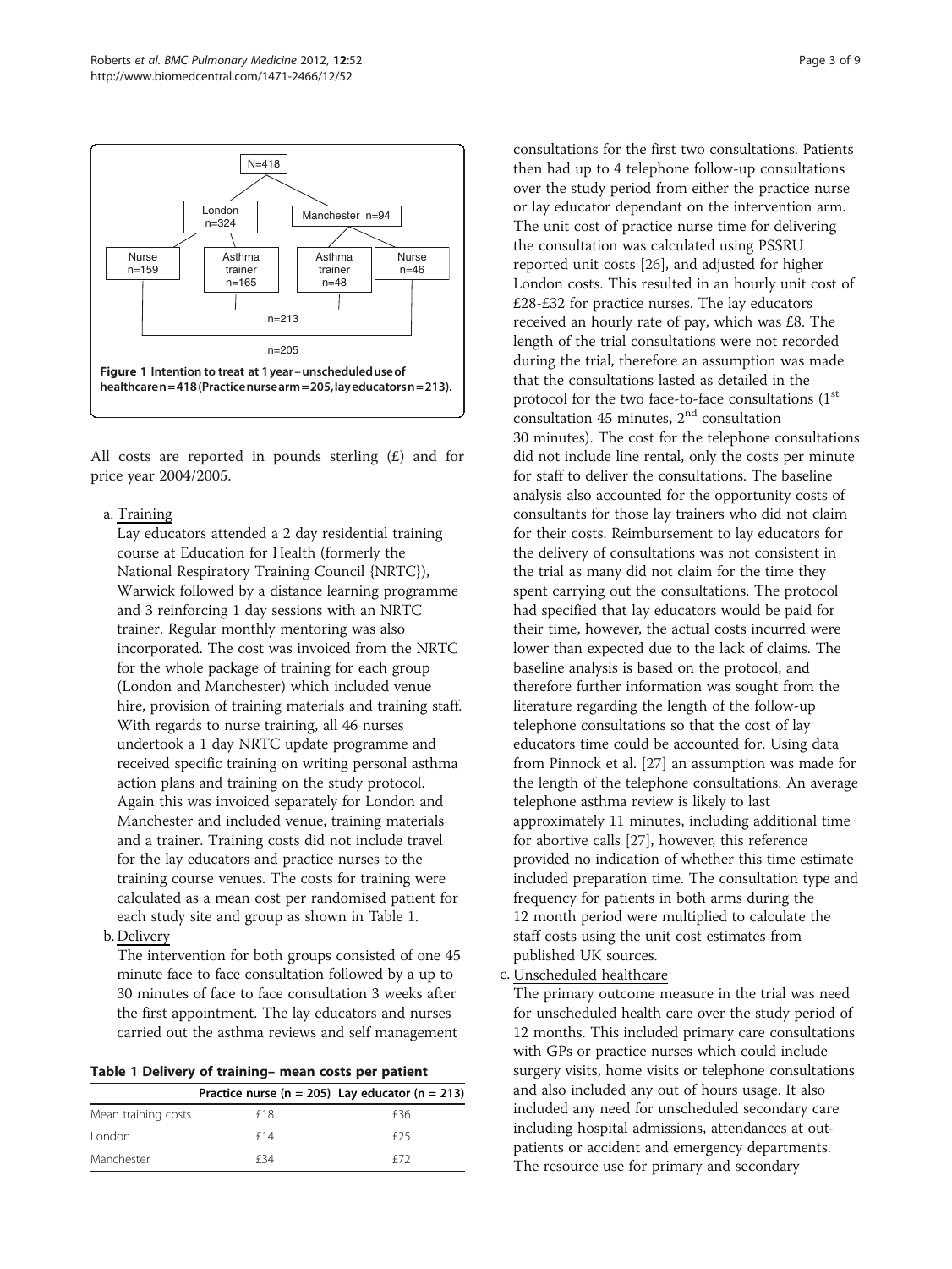Figure 1 Intention to treat at 1 year – unscheduled use of healthcare n = 418 (Practice nurse arm = 205, lay educators n = 213).

All costs are reported in pounds sterling (£) and for price year 2004/2005.

a. Training

   Lay educators attended a 2 day residential training course at Education for Health (formerly the National Respiratory Training Council {NRTC}), Warwick followed by a distance learning programme and 3 reinforcing 1 day sessions with an NRTC trainer. Regular monthly mentoring was also incorporated. The cost was invoiced from the NRTC for the whole package of training for each group (London and Manchester) which included venue hire, provision of training materials and training staff. With regards to nurse training, all 46 nurses undertook a 1 day NRTC update programme and received specific training on writing personal asthma action plans and training on the study protocol. Again this was invoiced separately for London and Manchester and included venue, training materials and a trainer. Training costs did not include travel for the lay educators and practice nurses to the training course venues. The costs for training were calculated as a mean cost per randomised patient for each study site and group as shown in Table 1.

b. Delivery

   The intervention for both groups consisted of one 45 minute face to face consultation followed by a up to 30 minutes of face to face consultation 3 weeks after the first appointment. The lay educators and nurses carried out the asthma reviews and self management consultations for the first two consultations. Patients then had up to 4 telephone follow-up consultations over the study period from either the practice nurse or lay educator dependant on the intervention arm. The unit cost of practice nurse time for delivering the consultation was calculated using PSSRU reported unit costs [26], and adjusted for higher London costs. This resulted in an hourly unit cost of £28-£32 for practice nurses. The lay educators received an hourly rate of pay, which was £8. The length of the trial consultations were not recorded during the trial, therefore an assumption was made that the consultations lasted as detailed in the protocol for the two face-to-face consultations (1st consultation 45 minutes, 2nd consultation 30 minutes). The cost for the telephone consultations did not include line rental, only the costs per minute for staff to deliver the consultations. The baseline analysis also accounted for the opportunity costs of consultants for those lay trainers who did not claim for their costs. Reimbursement to lay educators for the delivery of consultations was not consistent in the trial as many did not claim for the time they spent carrying out the consultations. The protocol had specified that lay educators would be paid for their time, however, the actual costs incurred were lower than expected due to the lack of claims. The baseline analysis is based on the protocol, and therefore further information was sought from the literature regarding the length of the follow-up telephone consultations so that the cost of lay educators time could be accounted for. Using data from Pinnock et al. [27] an assumption was made for the length of the telephone consultations. An average telephone asthma review is likely to last approximately 11 minutes, including additional time for abortive calls [27], however, this reference provided no indication of whether this time estimate included preparation time. The consultation type and frequency for patients in both arms during the 12 month period were multiplied to calculate the staff costs using the unit cost estimates from published UK sources.

c. Unscheduled healthcare

   The primary outcome measure in the trial was need for unscheduled health care over the study period of 12 months. This included primary care consultations with GPs or practice nurses which could include surgery visits, home visits or telephone consultations and also included any out of hours usage. It also included any need for unscheduled secondary care including hospital admissions, attendances at out-patients or accident and emergency departments. The resource use for primary and secondary

**Table 1 Delivery of training– mean costs per patient**

| | Practice nurse (n = 205) | Lay educator (n = 213) |
|---|---|---|
| Mean training costs | £18 | £36 |
| London | £14 | £25 |
| Manchester | £34 | £72 |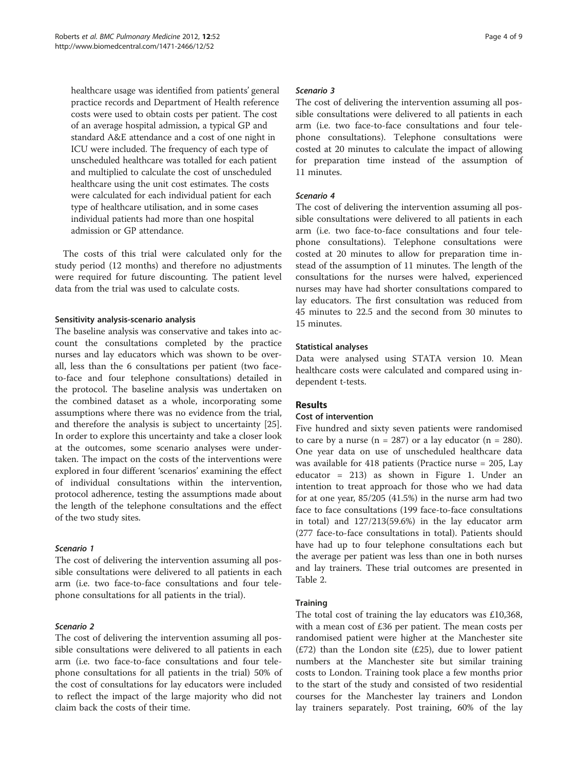healthcare usage was identified from patients' general practice records and Department of Health reference costs were used to obtain costs per patient. The cost of an average hospital admission, a typical GP and standard A&E attendance and a cost of one night in ICU were included. The frequency of each type of unscheduled healthcare was totalled for each patient and multiplied to calculate the cost of unscheduled healthcare using the unit cost estimates. The costs were calculated for each individual patient for each type of healthcare utilisation, and in some cases individual patients had more than one hospital admission or GP attendance.

The costs of this trial were calculated only for the study period (12 months) and therefore no adjustments were required for future discounting. The patient level data from the trial was used to calculate costs.

#### Sensitivity analysis-scenario analysis

The baseline analysis was conservative and takes into account the consultations completed by the practice nurses and lay educators which was shown to be overall, less than the 6 consultations per patient (two face-to-face and four telephone consultations) detailed in the protocol. The baseline analysis was undertaken on the combined dataset as a whole, incorporating some assumptions where there was no evidence from the trial, and therefore the analysis is subject to uncertainty [25]. In order to explore this uncertainty and take a closer look at the outcomes, some scenario analyses were undertaken. The impact on the costs of the interventions were explored in four different 'scenarios' examining the effect of individual consultations within the intervention, protocol adherence, testing the assumptions made about the length of the telephone consultations and the effect of the two study sites.

##### *Scenario 1*

The cost of delivering the intervention assuming all possible consultations were delivered to all patients in each arm (i.e. two face-to-face consultations and four telephone consultations for all patients in the trial).

##### *Scenario 2*

The cost of delivering the intervention assuming all possible consultations were delivered to all patients in each arm (i.e. two face-to-face consultations and four telephone consultations for all patients in the trial) 50% of the cost of consultations for lay educators were included to reflect the impact of the large majority who did not claim back the costs of their time.

##### *Scenario 3*

The cost of delivering the intervention assuming all possible consultations were delivered to all patients in each arm (i.e. two face-to-face consultations and four telephone consultations). Telephone consultations were costed at 20 minutes to calculate the impact of allowing for preparation time instead of the assumption of 11 minutes.

##### *Scenario 4*

The cost of delivering the intervention assuming all possible consultations were delivered to all patients in each arm (i.e. two face-to-face consultations and four telephone consultations). Telephone consultations were costed at 20 minutes to allow for preparation time instead of the assumption of 11 minutes. The length of the consultations for the nurses were halved, experienced nurses may have had shorter consultations compared to lay educators. The first consultation was reduced from 45 minutes to 22.5 and the second from 30 minutes to 15 minutes.

#### Statistical analyses

Data were analysed using STATA version 10. Mean healthcare costs were calculated and compared using independent t-tests.

## Results

### Cost of intervention

Five hundred and sixty seven patients were randomised to care by a nurse (n = 287) or a lay educator (n = 280). One year data on use of unscheduled healthcare data was available for 418 patients (Practice nurse = 205, Lay educator = 213) as shown in Figure 1. Under an intention to treat approach for those who we had data for at one year, 85/205 (41.5%) in the nurse arm had two face to face consultations (199 face-to-face consultations in total) and 127/213(59.6%) in the lay educator arm (277 face-to-face consultations in total). Patients should have had up to four telephone consultations each but the average per patient was less than one in both nurses and lay trainers. These trial outcomes are presented in Table 2.

### Training

The total cost of training the lay educators was £10,368, with a mean cost of £36 per patient. The mean costs per randomised patient were higher at the Manchester site (£72) than the London site (£25), due to lower patient numbers at the Manchester site but similar training costs to London. Training took place a few months prior to the start of the study and consisted of two residential courses for the Manchester lay trainers and London lay trainers separately. Post training, 60% of the lay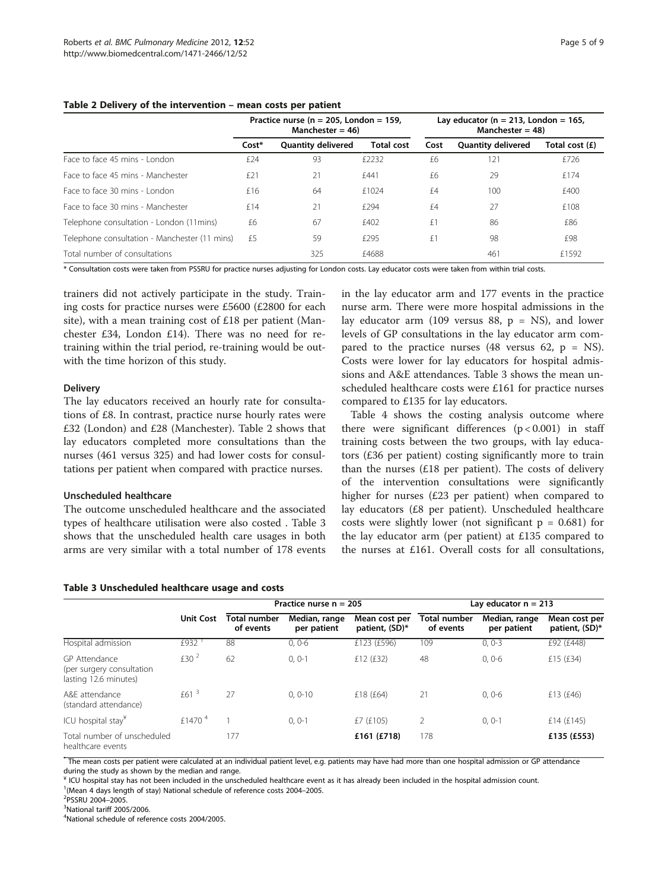**Table 2 Delivery of the intervention – mean costs per patient**

| | Practice nurse (n = 205, London = 159, Manchester = 46) | | | Lay educator (n = 213, London = 165, Manchester = 48) | | |
|---|---|---|---|---|---|---|
| | Cost* | Quantity delivered | Total cost | Cost | Quantity delivered | Total cost (£) |
| Face to face 45 mins - London | £24 | 93 | £2232 | £6 | 121 | £726 |
| Face to face 45 mins - Manchester | £21 | 21 | £441 | £6 | 29 | £174 |
| Face to face 30 mins - London | £16 | 64 | £1024 | £4 | 100 | £400 |
| Face to face 30 mins - Manchester | £14 | 21 | £294 | £4 | 27 | £108 |
| Telephone consultation - London (11mins) | £6 | 67 | £402 | £1 | 86 | £86 |
| Telephone consultation - Manchester (11 mins) | £5 | 59 | £295 | £1 | 98 | £98 |
| Total number of consultations | | 325 | £4688 | | 461 | £1592 |

\* Consultation costs were taken from PSSRU for practice nurses adjusting for London costs. Lay educator costs were taken from within trial costs.

trainers did not actively participate in the study. Training costs for practice nurses were £5600 (£2800 for each site), with a mean training cost of £18 per patient (Manchester £34, London £14). There was no need for re-training within the trial period, re-training would be outwith the time horizon of this study.

### Delivery

The lay educators received an hourly rate for consultations of £8. In contrast, practice nurse hourly rates were £32 (London) and £28 (Manchester). Table 2 shows that lay educators completed more consultations than the nurses (461 versus 325) and had lower costs for consultations per patient when compared with practice nurses.

### Unscheduled healthcare

The outcome unscheduled healthcare and the associated types of healthcare utilisation were also costed . Table 3 shows that the unscheduled health care usages in both arms are very similar with a total number of 178 events in the lay educator arm and 177 events in the practice nurse arm. There were more hospital admissions in the lay educator arm (109 versus 88, p = NS), and lower levels of GP consultations in the lay educator arm compared to the practice nurses (48 versus 62, p = NS). Costs were lower for lay educators for hospital admissions and A&E attendances. Table 3 shows the mean unscheduled healthcare costs were £161 for practice nurses compared to £135 for lay educators.

Table 4 shows the costing analysis outcome where there were significant differences ($p < 0.001$) in staff training costs between the two groups, with lay educators (£36 per patient) costing significantly more to train than the nurses (£18 per patient). The costs of delivery of the intervention consultations were significantly higher for nurses (£23 per patient) when compared to lay educators (£8 per patient). Unscheduled healthcare costs were slightly lower (not significant p = 0.681) for the lay educator arm (per patient) at £135 compared to the nurses at £161. Overall costs for all consultations,

**Table 3 Unscheduled healthcare usage and costs**

| | | Practice nurse n = 205 | | | Lay educator n = 213 | | |
|---|---|---|---|---|---|---|---|
| | Unit Cost | Total number of events | Median, range per patient | Mean cost per patient, (SD)* | Total number of events | Median, range per patient | Mean cost per patient, (SD)* |
| Hospital admission | £932 [1] | 88 | 0, 0-6 | £123 (£596) | 109 | 0, 0-3 | £92 (£448) |
| GP Attendance (per surgery consultation lasting 12.6 minutes) | £30 [2] | 62 | 0, 0-1 | £12 (£32) | 48 | 0, 0-6 | £15 (£34) |
| A&E attendance (standard attendance) | £61 [3] | 27 | 0, 0-10 | £18 (£64) | 21 | 0, 0-6 | £13 (£46) |
| ICU hospital stay[¥] | £1470 [4] | 1 | 0, 0-1 | £7 (£105) | 2 | 0, 0-1 | £14 (£145) |
| Total number of unscheduled healthcare events | | 177 | | **£161 (£718)** | 178 | | **£135 (£553)** |

\* The mean costs per patient were calculated at an individual patient level, e.g. patients may have had more than one hospital admission or GP attendance during the study as shown by the median and range.
¥ ICU hospital stay has not been included in the unscheduled healthcare event as it has already been included in the hospital admission count.
[1](Mean 4 days length of stay) National schedule of reference costs 2004–2005.
[2]PSSRU 2004–2005.
[3]National tariff 2005/2006.
[4]National schedule of reference costs 2004/2005.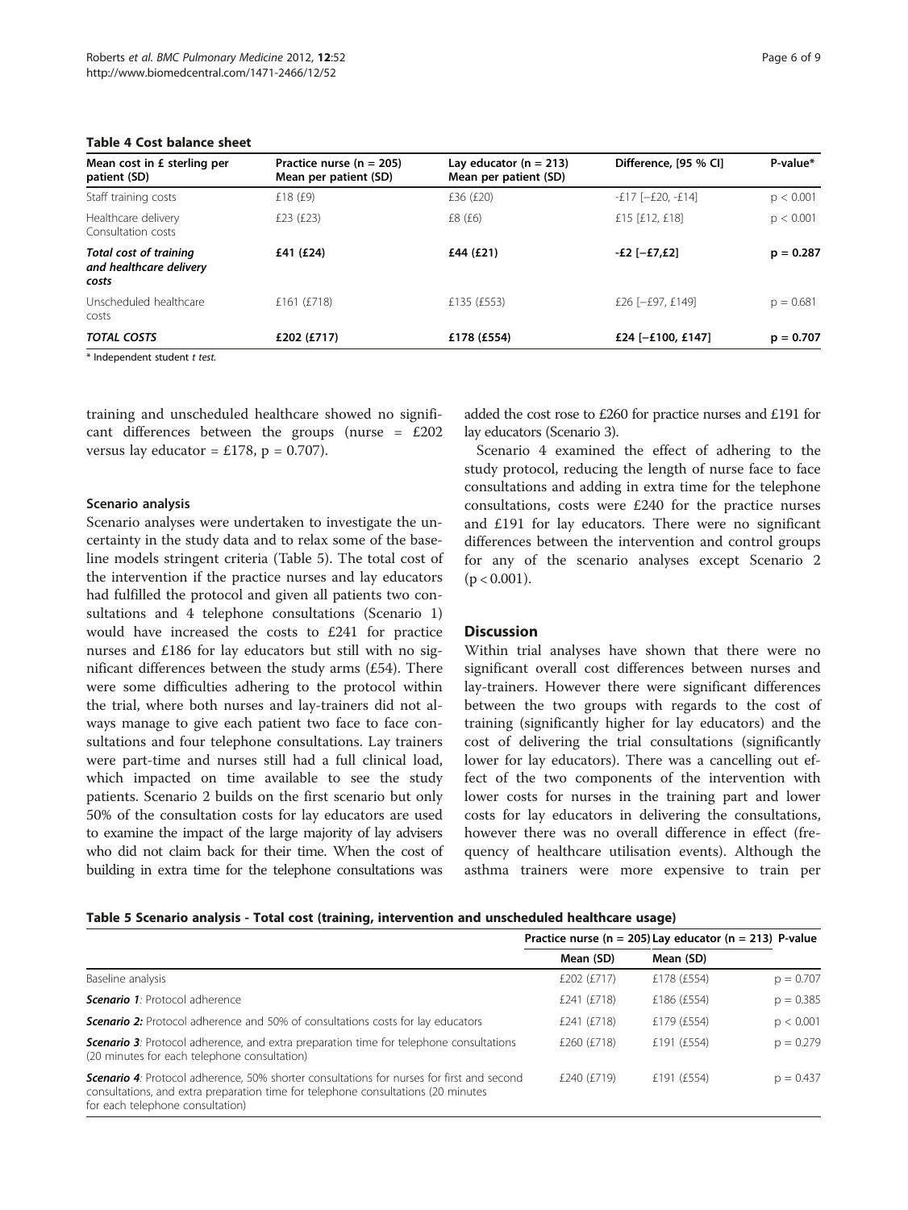**Table 4 Cost balance sheet**

| Mean cost in £ sterling per patient (SD) | Practice nurse (n = 205) Mean per patient (SD) | Lay educator (n = 213) Mean per patient (SD) | Difference, [95 % CI] | P-value* |
|---|---|---|---|---|
| Staff training costs | £18 (£9) | £36 (£20) | -£17 [−£20, -£14] | p < 0.001 |
| Healthcare delivery Consultation costs | £23 (£23) | £8 (£6) | £15 [£12, £18] | p < 0.001 |
| ***Total cost of training and healthcare delivery costs*** | **£41 (£24)** | **£44 (£21)** | **-£2 [−£7,£2]** | **p = 0.287** |
| Unscheduled healthcare costs | £161 (£718) | £135 (£553) | £26 [−£97, £149] | p = 0.681 |
| ***TOTAL COSTS*** | **£202 (£717)** | **£178 (£554)** | **£24 [−£100, £147]** | **p = 0.707** |

\* Independent student *t test.*

training and unscheduled healthcare showed no significant differences between the groups (nurse = £202 versus lay educator = £178, p = 0.707).

### Scenario analysis

Scenario analyses were undertaken to investigate the uncertainty in the study data and to relax some of the baseline models stringent criteria (Table 5). The total cost of the intervention if the practice nurses and lay educators had fulfilled the protocol and given all patients two consultations and 4 telephone consultations (Scenario 1) would have increased the costs to £241 for practice nurses and £186 for lay educators but still with no significant differences between the study arms (£54). There were some difficulties adhering to the protocol within the trial, where both nurses and lay-trainers did not always manage to give each patient two face to face consultations and four telephone consultations. Lay trainers were part-time and nurses still had a full clinical load, which impacted on time available to see the study patients. Scenario 2 builds on the first scenario but only 50% of the consultation costs for lay educators are used to examine the impact of the large majority of lay advisers who did not claim back for their time. When the cost of building in extra time for the telephone consultations was added the cost rose to £260 for practice nurses and £191 for lay educators (Scenario 3).

Scenario 4 examined the effect of adhering to the study protocol, reducing the length of nurse face to face consultations and adding in extra time for the telephone consultations, costs were £240 for the practice nurses and £191 for lay educators. There were no significant differences between the intervention and control groups for any of the scenario analyses except Scenario 2 (p < 0.001).

## Discussion

Within trial analyses have shown that there were no significant overall cost differences between nurses and lay-trainers. However there were significant differences between the two groups with regards to the cost of training (significantly higher for lay educators) and the cost of delivering the trial consultations (significantly lower for lay educators). There was a cancelling out effect of the two components of the intervention with lower costs for nurses in the training part and lower costs for lay educators in delivering the consultations, however there was no overall difference in effect (frequency of healthcare utilisation events). Although the asthma trainers were more expensive to train per

**Table 5 Scenario analysis - Total cost (training, intervention and unscheduled healthcare usage)**

| | Practice nurse (n = 205) | Lay educator (n = 213) | P-value |
|---|---|---|---|
| | Mean (SD) | Mean (SD) | |
| Baseline analysis | £202 (£717) | £178 (£554) | p = 0.707 |
| ***Scenario 1***: Protocol adherence | £241 (£718) | £186 (£554) | p = 0.385 |
| ***Scenario 2:*** Protocol adherence and 50% of consultations costs for lay educators | £241 (£718) | £179 (£554) | p < 0.001 |
| ***Scenario 3***: Protocol adherence, and extra preparation time for telephone consultations (20 minutes for each telephone consultation) | £260 (£718) | £191 (£554) | p = 0.279 |
| ***Scenario 4***: Protocol adherence, 50% shorter consultations for nurses for first and second consultations, and extra preparation time for telephone consultations (20 minutes for each telephone consultation) | £240 (£719) | £191 (£554) | p = 0.437 |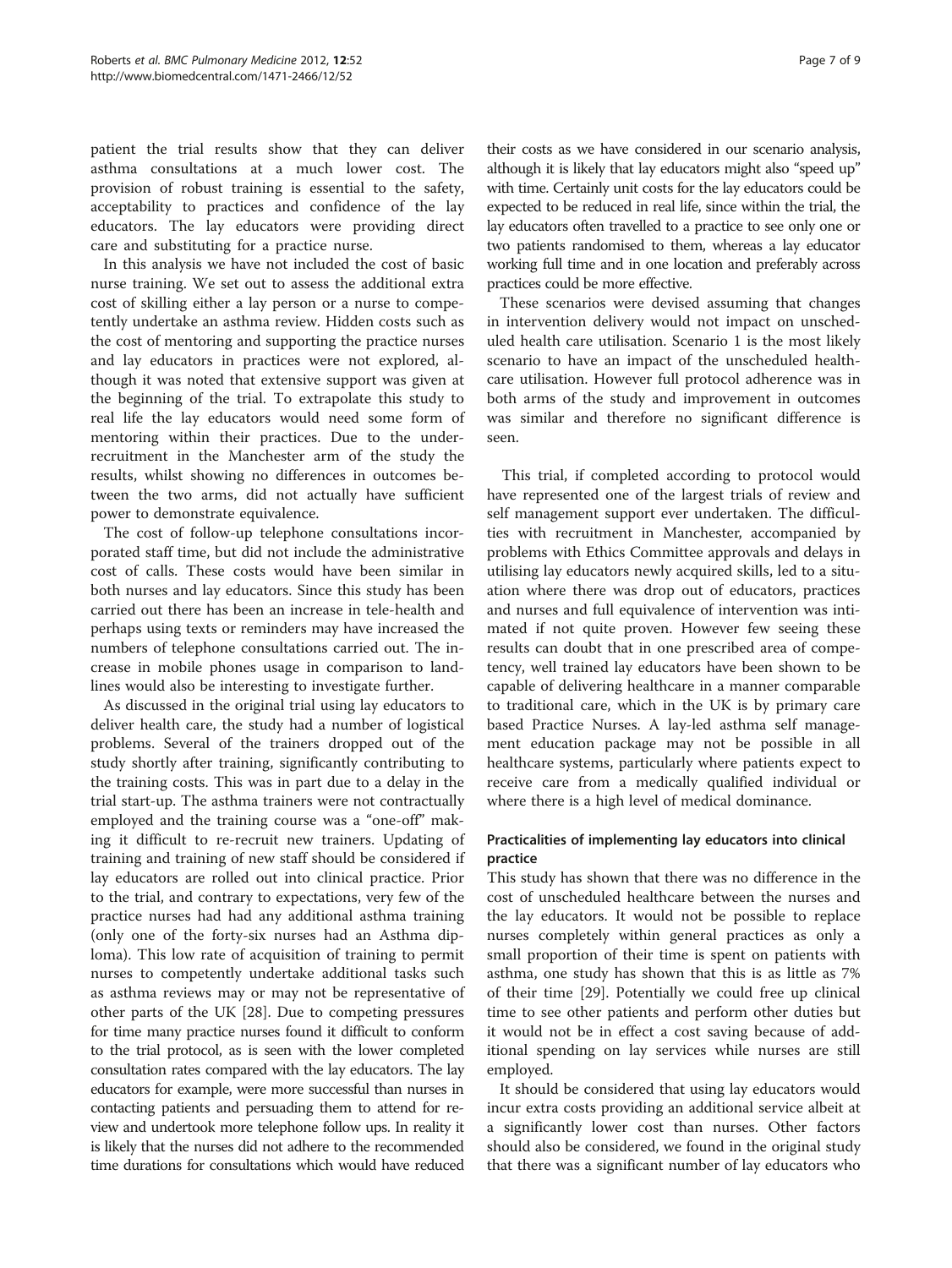patient the trial results show that they can deliver asthma consultations at a much lower cost. The provision of robust training is essential to the safety, acceptability to practices and confidence of the lay educators. The lay educators were providing direct care and substituting for a practice nurse.

In this analysis we have not included the cost of basic nurse training. We set out to assess the additional extra cost of skilling either a lay person or a nurse to competently undertake an asthma review. Hidden costs such as the cost of mentoring and supporting the practice nurses and lay educators in practices were not explored, although it was noted that extensive support was given at the beginning of the trial. To extrapolate this study to real life the lay educators would need some form of mentoring within their practices. Due to the under-recruitment in the Manchester arm of the study the results, whilst showing no differences in outcomes between the two arms, did not actually have sufficient power to demonstrate equivalence.

The cost of follow-up telephone consultations incorporated staff time, but did not include the administrative cost of calls. These costs would have been similar in both nurses and lay educators. Since this study has been carried out there has been an increase in tele-health and perhaps using texts or reminders may have increased the numbers of telephone consultations carried out. The increase in mobile phones usage in comparison to landlines would also be interesting to investigate further.

As discussed in the original trial using lay educators to deliver health care, the study had a number of logistical problems. Several of the trainers dropped out of the study shortly after training, significantly contributing to the training costs. This was in part due to a delay in the trial start-up. The asthma trainers were not contractually employed and the training course was a "one-off" making it difficult to re-recruit new trainers. Updating of training and training of new staff should be considered if lay educators are rolled out into clinical practice. Prior to the trial, and contrary to expectations, very few of the practice nurses had had any additional asthma training (only one of the forty-six nurses had an Asthma diploma). This low rate of acquisition of training to permit nurses to competently undertake additional tasks such as asthma reviews may or may not be representative of other parts of the UK [28]. Due to competing pressures for time many practice nurses found it difficult to conform to the trial protocol, as is seen with the lower completed consultation rates compared with the lay educators. The lay educators for example, were more successful than nurses in contacting patients and persuading them to attend for review and undertook more telephone follow ups. In reality it is likely that the nurses did not adhere to the recommended time durations for consultations which would have reduced their costs as we have considered in our scenario analysis, although it is likely that lay educators might also "speed up" with time. Certainly unit costs for the lay educators could be expected to be reduced in real life, since within the trial, the lay educators often travelled to a practice to see only one or two patients randomised to them, whereas a lay educator working full time and in one location and preferably across practices could be more effective.

These scenarios were devised assuming that changes in intervention delivery would not impact on unscheduled health care utilisation. Scenario 1 is the most likely scenario to have an impact of the unscheduled healthcare utilisation. However full protocol adherence was in both arms of the study and improvement in outcomes was similar and therefore no significant difference is seen.

This trial, if completed according to protocol would have represented one of the largest trials of review and self management support ever undertaken. The difficulties with recruitment in Manchester, accompanied by problems with Ethics Committee approvals and delays in utilising lay educators newly acquired skills, led to a situation where there was drop out of educators, practices and nurses and full equivalence of intervention was intimated if not quite proven. However few seeing these results can doubt that in one prescribed area of competency, well trained lay educators have been shown to be capable of delivering healthcare in a manner comparable to traditional care, which in the UK is by primary care based Practice Nurses. A lay-led asthma self management education package may not be possible in all healthcare systems, particularly where patients expect to receive care from a medically qualified individual or where there is a high level of medical dominance.

### Practicalities of implementing lay educators into clinical practice

This study has shown that there was no difference in the cost of unscheduled healthcare between the nurses and the lay educators. It would not be possible to replace nurses completely within general practices as only a small proportion of their time is spent on patients with asthma, one study has shown that this is as little as 7% of their time [29]. Potentially we could free up clinical time to see other patients and perform other duties but it would not be in effect a cost saving because of additional spending on lay services while nurses are still employed.

It should be considered that using lay educators would incur extra costs providing an additional service albeit at a significantly lower cost than nurses. Other factors should also be considered, we found in the original study that there was a significant number of lay educators who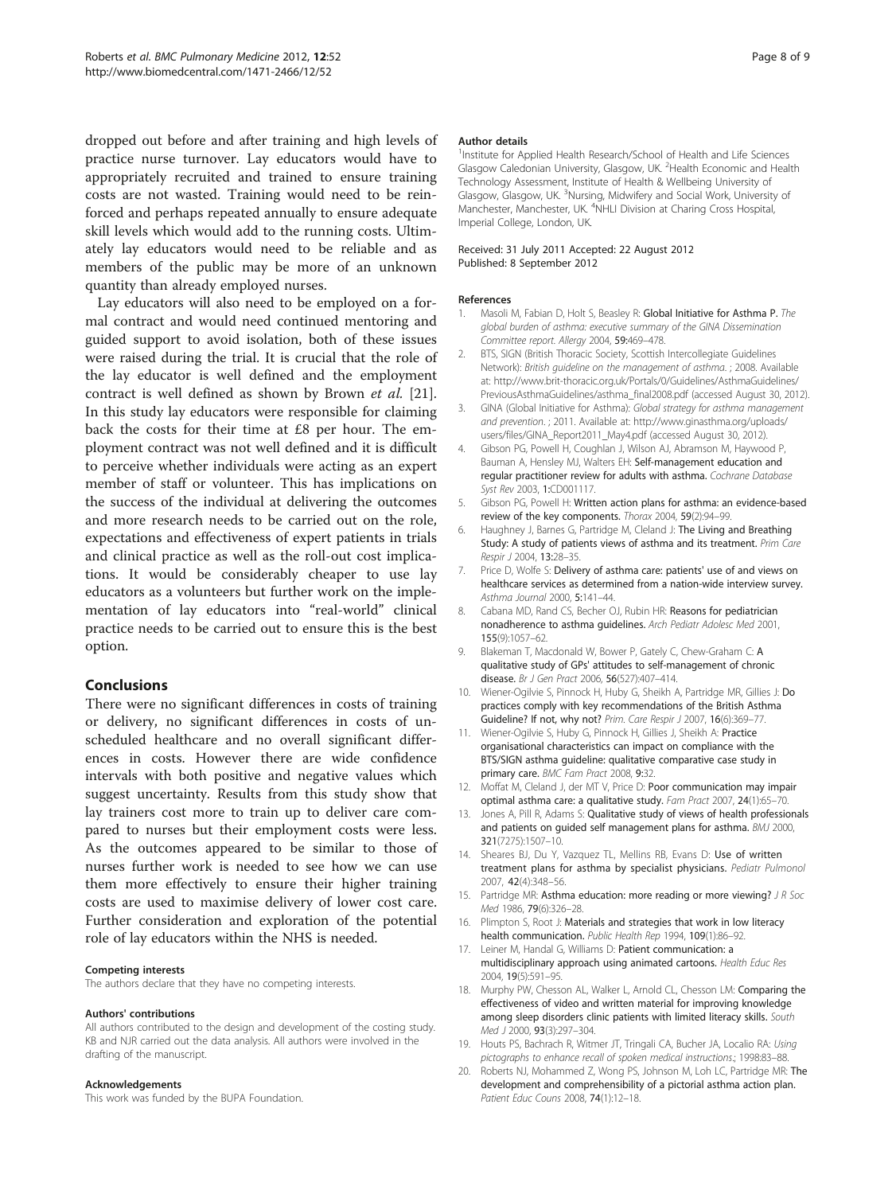dropped out before and after training and high levels of practice nurse turnover. Lay educators would have to appropriately recruited and trained to ensure training costs are not wasted. Training would need to be reinforced and perhaps repeated annually to ensure adequate skill levels which would add to the running costs. Ultimately lay educators would need to be reliable and as members of the public may be more of an unknown quantity than already employed nurses.

Lay educators will also need to be employed on a formal contract and would need continued mentoring and guided support to avoid isolation, both of these issues were raised during the trial. It is crucial that the role of the lay educator is well defined and the employment contract is well defined as shown by Brown *et al.* [21]. In this study lay educators were responsible for claiming back the costs for their time at £8 per hour. The employment contract was not well defined and it is difficult to perceive whether individuals were acting as an expert member of staff or volunteer. This has implications on the success of the individual at delivering the outcomes and more research needs to be carried out on the role, expectations and effectiveness of expert patients in trials and clinical practice as well as the roll-out cost implications. It would be considerably cheaper to use lay educators as a volunteers but further work on the implementation of lay educators into "real-world" clinical practice needs to be carried out to ensure this is the best option.

## Conclusions

There were no significant differences in costs of training or delivery, no significant differences in costs of unscheduled healthcare and no overall significant differences in costs. However there are wide confidence intervals with both positive and negative values which suggest uncertainty. Results from this study show that lay trainers cost more to train up to deliver care compared to nurses but their employment costs were less. As the outcomes appeared to be similar to those of nurses further work is needed to see how we can use them more effectively to ensure their higher training costs are used to maximise delivery of lower cost care. Further consideration and exploration of the potential role of lay educators within the NHS is needed.

#### Competing interests

The authors declare that they have no competing interests.

#### Authors' contributions

All authors contributed to the design and development of the costing study. KB and NJR carried out the data analysis. All authors were involved in the drafting of the manuscript.

#### Acknowledgements

This work was funded by the BUPA Foundation.

#### Author details

[1]Institute for Applied Health Research/School of Health and Life Sciences Glasgow Caledonian University, Glasgow, UK. [2]Health Economic and Health Technology Assessment, Institute of Health & Wellbeing University of Glasgow, Glasgow, UK. [3]Nursing, Midwifery and Social Work, University of Manchester, Manchester, UK. [4]NHLI Division at Charing Cross Hospital, Imperial College, London, UK.

Received: 31 July 2011 Accepted: 22 August 2012
Published: 8 September 2012

#### References

1. Masoli M, Fabian D, Holt S, Beasley R: **Global Initiative for Asthma P.** *The global burden of asthma: executive summary of the GINA Dissemination Committee report. Allergy* 2004, **59:**469–478.
2. BTS, SIGN (British Thoracic Society, Scottish Intercollegiate Guidelines Network): *British guideline on the management of asthma.* ; 2008. Available at: http://www.brit-thoracic.org.uk/Portals/0/Guidelines/AsthmaGuidelines/PreviousAsthmaGuidelines/asthma_final2008.pdf (accessed August 30, 2012).
3. GINA (Global Initiative for Asthma): *Global strategy for asthma management and prevention.* ; 2011. Available at: http://www.ginasthma.org/uploads/users/files/GINA_Report2011_May4.pdf (accessed August 30, 2012).
4. Gibson PG, Powell H, Coughlan J, Wilson AJ, Abramson M, Haywood P, Bauman A, Hensley MJ, Walters EH: **Self-management education and regular practitioner review for adults with asthma.** *Cochrane Database Syst Rev* 2003, **1:**CD001117.
5. Gibson PG, Powell H: **Written action plans for asthma: an evidence-based review of the key components.** *Thorax* 2004, **59**(2):94–99.
6. Haughney J, Barnes G, Partridge M, Cleland J: **The Living and Breathing Study: A study of patients views of asthma and its treatment.** *Prim Care Respir J* 2004, **13:**28–35.
7. Price D, Wolfe S: **Delivery of asthma care: patients' use of and views on healthcare services as determined from a nation-wide interview survey.** *Asthma Journal* 2000, **5:**141–44.
8. Cabana MD, Rand CS, Becher OJ, Rubin HR: **Reasons for pediatrician nonadherence to asthma guidelines.** *Arch Pediatr Adolesc Med* 2001, **155**(9):1057–62.
9. Blakeman T, Macdonald W, Bower P, Gately C, Chew-Graham C: **A qualitative study of GPs' attitudes to self-management of chronic disease.** *Br J Gen Pract* 2006, **56**(527):407–414.
10. Wiener-Ogilvie S, Pinnock H, Huby G, Sheikh A, Partridge MR, Gillies J: **Do practices comply with key recommendations of the British Asthma Guideline? If not, why not?** *Prim. Care Respir J* 2007, **16**(6):369–77.
11. Wiener-Ogilvie S, Huby G, Pinnock H, Gillies J, Sheikh A: **Practice organisational characteristics can impact on compliance with the BTS/SIGN asthma guideline: qualitative comparative case study in primary care.** *BMC Fam Pract* 2008, **9:**32.
12. Moffat M, Cleland J, der MT V, Price D: **Poor communication may impair optimal asthma care: a qualitative study.** *Fam Pract* 2007, **24**(1):65–70.
13. Jones A, Pill R, Adams S: **Qualitative study of views of health professionals and patients on guided self management plans for asthma.** *BMJ* 2000, **321**(7275):1507–10.
14. Sheares BJ, Du Y, Vazquez TL, Mellins RB, Evans D: **Use of written treatment plans for asthma by specialist physicians.** *Pediatr Pulmonol* 2007, **42**(4):348–56.
15. Partridge MR: **Asthma education: more reading or more viewing?** *J R Soc Med* 1986, **79**(6):326–28.
16. Plimpton S, Root J: **Materials and strategies that work in low literacy health communication.** *Public Health Rep* 1994, **109**(1):86–92.
17. Leiner M, Handal G, Williams D: **Patient communication: a multidisciplinary approach using animated cartoons.** *Health Educ Res* 2004, **19**(5):591–95.
18. Murphy PW, Chesson AL, Walker L, Arnold CL, Chesson LM: **Comparing the effectiveness of video and written material for improving knowledge among sleep disorders clinic patients with limited literacy skills.** *South Med J* 2000, **93**(3):297–304.
19. Houts PS, Bachrach R, Witmer JT, Tringali CA, Bucher JA, Localio RA: *Using pictographs to enhance recall of spoken medical instructions.*; 1998:83–88.
20. Roberts NJ, Mohammed Z, Wong PS, Johnson M, Loh LC, Partridge MR: **The development and comprehensibility of a pictorial asthma action plan.** *Patient Educ Couns* 2008, **74**(1):12–18.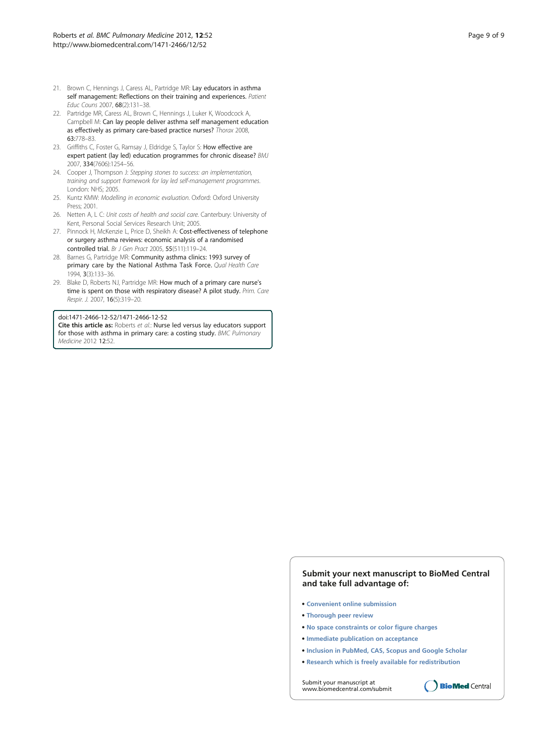21. Brown C, Hennings J, Caress AL, Partridge MR: **Lay educators in asthma self management: Reflections on their training and experiences.** *Patient Educ Couns* 2007, **68**(2):131–38.
22. Partridge MR, Caress AL, Brown C, Hennings J, Luker K, Woodcock A, Campbell M: **Can lay people deliver asthma self management education as effectively as primary care-based practice nurses?** *Thorax* 2008, **63**:778–83.
23. Griffiths C, Foster G, Ramsay J, Eldridge S, Taylor S: **How effective are expert patient (lay led) education programmes for chronic disease?** *BMJ* 2007, **334**(7606):1254–56.
24. Cooper J, Thompson J: *Stepping stones to success: an implementation, training and support framework for lay led self-management programmes.* London: NHS; 2005.
25. Kuntz KMW: *Modelling in economic evaluation.* Oxford: Oxford University Press; 2001.
26. Netten A, L C: *Unit costs of health and social care.* Canterbury: University of Kent, Personal Social Services Research Unit; 2005.
27. Pinnock H, McKenzie L, Price D, Sheikh A: **Cost-effectiveness of telephone or surgery asthma reviews: economic analysis of a randomised controlled trial.** *Br J Gen Pract* 2005, **55**(511):119–24.
28. Barnes G, Partridge MR: **Community asthma clinics: 1993 survey of primary care by the National Asthma Task Force.** *Qual Health Care* 1994, **3**(3):133–36.
29. Blake D, Roberts NJ, Partridge MR: **How much of a primary care nurse's time is spent on those with respiratory disease? A pilot study.** *Prim. Care Respir. J.* 2007, **16**(5):319–20.

doi:1471-2466-12-52/1471-2466-12-52

**Cite this article as:** Roberts *et al.*: Nurse led versus lay educators support for those with asthma in primary care: a costing study. *BMC Pulmonary Medicine* 2012 **12**:52.

**Submit your next manuscript to BioMed Central and take full advantage of:**

- **Convenient online submission**
- **Thorough peer review**
- **No space constraints or color figure charges**
- **Immediate publication on acceptance**
- **Inclusion in PubMed, CAS, Scopus and Google Scholar**
- **Research which is freely available for redistribution**

Submit your manuscript at
www.biomedcentral.com/submit

BioMed Central